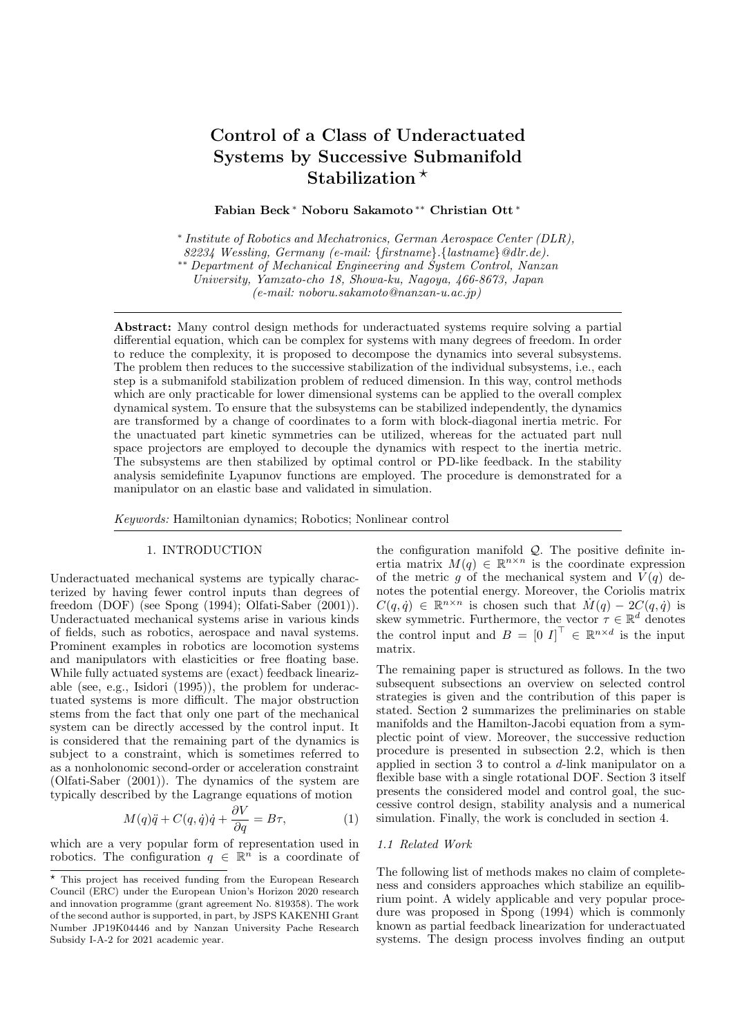# Control of a Class of Underactuated Systems by Successive Submanifold Stabilization *

**Fabian Beck * Noboru Sakamoto ** Christian Ott ***

\* *Institute of Robotics and Mechatronics, German Aerospace Center (DLR), 82234 Wessling, Germany (e-mail: {firstname}.{lastname}@dlr.de).*
\*\* *Department of Mechanical Engineering and System Control, Nanzan University, Yamzato-cho 18, Showa-ku, Nagoya, 466-8673, Japan (e-mail: noboru.sakamoto@nanzan-u.ac.jp)*

**Abstract:** Many control design methods for underactuated systems require solving a partial differential equation, which can be complex for systems with many degrees of freedom. In order to reduce the complexity, it is proposed to decompose the dynamics into several subsystems. The problem then reduces to the successive stabilization of the individual subsystems, i.e., each step is a submanifold stabilization problem of reduced dimension. In this way, control methods which are only practicable for lower dimensional systems can be applied to the overall complex dynamical system. To ensure that the subsystems can be stabilized independently, the dynamics are transformed by a change of coordinates to a form with block-diagonal inertia metric. For the unactuated part kinetic symmetries can be utilized, whereas for the actuated part null space projectors are employed to decouple the dynamics with respect to the inertia metric. The subsystems are then stabilized by optimal control or PD-like feedback. In the stability analysis semidefinite Lyapunov functions are employed. The procedure is demonstrated for a manipulator on an elastic base and validated in simulation.

*Keywords:* Hamiltonian dynamics; Robotics; Nonlinear control

## 1. INTRODUCTION

Underactuated mechanical systems are typically characterized by having fewer control inputs than degrees of freedom (DOF) (see Spong (1994); Olfati-Saber (2001)). Underactuated mechanical systems arise in various kinds of fields, such as robotics, aerospace and naval systems. Prominent examples in robotics are locomotion systems and manipulators with elasticities or free floating base. While fully actuated systems are (exact) feedback linearizable (see, e.g., Isidori (1995)), the problem for underactuated systems is more difficult. The major obstruction stems from the fact that only one part of the mechanical system can be directly accessed by the control input. It is considered that the remaining part of the dynamics is subject to a constraint, which is sometimes referred to as a nonholonomic second-order or acceleration constraint (Olfati-Saber (2001)). The dynamics of the system are typically described by the Lagrange equations of motion

$$M(q)\ddot{q} + C(q,\dot{q})\dot{q} + \frac{\partial V}{\partial q} = B\tau, \tag{1}$$

which are a very popular form of representation used in robotics. The configuration $q \in \mathbb{R}^n$ is a coordinate of the configuration manifold $\mathcal{Q}$. The positive definite inertia matrix $M(q) \in \mathbb{R}^{n\times n}$ is the coordinate expression of the metric $g$ of the mechanical system and $V(q)$ denotes the potential energy. Moreover, the Coriolis matrix $C(q,\dot{q}) \in \mathbb{R}^{n\times n}$ is chosen such that $\dot{M}(q) - 2C(q,\dot{q})$ is skew symmetric. Furthermore, the vector $\tau \in \mathbb{R}^d$ denotes the control input and $B = [0 \; I]^\top \in \mathbb{R}^{n\times d}$ is the input matrix.

The remaining paper is structured as follows. In the two subsequent subsections an overview on selected control strategies is given and the contribution of this paper is stated. Section 2 summarizes the preliminaries on stable manifolds and the Hamilton-Jacobi equation from a symplectic point of view. Moreover, the successive reduction procedure is presented in subsection 2.2, which is then applied in section 3 to control a $d$-link manipulator on a flexible base with a single rotational DOF. Section 3 itself presents the considered model and control goal, the successive control design, stability analysis and a numerical simulation. Finally, the work is concluded in section 4.

### 1.1 Related Work

The following list of methods makes no claim of completeness and considers approaches which stabilize an equilibrium point. A widely applicable and very popular procedure was proposed in Spong (1994) which is commonly known as partial feedback linearization for underactuated systems. The design process involves finding an output

---

\* This project has received funding from the European Research Council (ERC) under the European Union's Horizon 2020 research and innovation programme (grant agreement No. 819358). The work of the second author is supported, in part, by JSPS KAKENHI Grant Number JP19K04446 and by Nanzan University Pache Research Subsidy I-A-2 for 2021 academic year.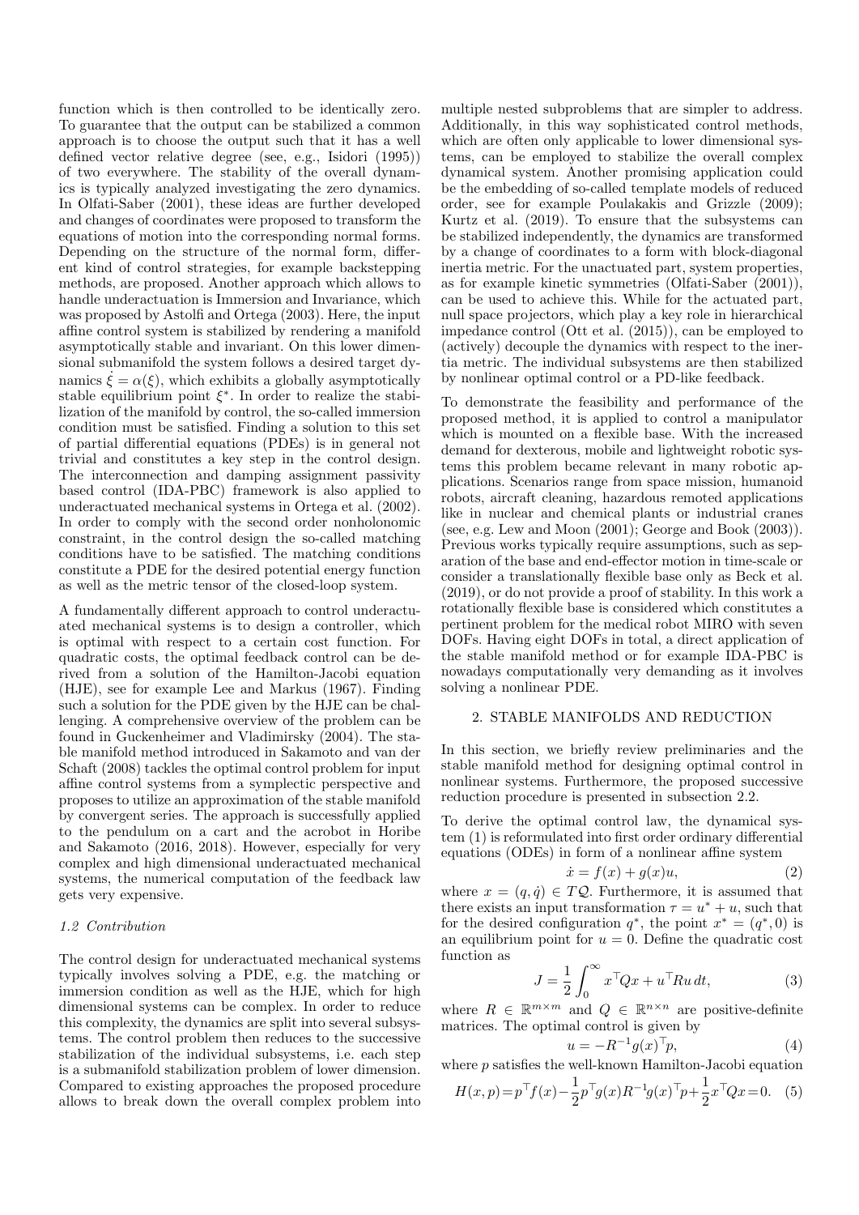function which is then controlled to be identically zero. To guarantee that the output can be stabilized a common approach is to choose the output such that it has a well defined vector relative degree (see, e.g., Isidori (1995)) of two everywhere. The stability of the overall dynamics is typically analyzed investigating the zero dynamics. In Olfati-Saber (2001), these ideas are further developed and changes of coordinates were proposed to transform the equations of motion into the corresponding normal forms. Depending on the structure of the normal form, different kind of control strategies, for example backstepping methods, are proposed. Another approach which allows to handle underactuation is Immersion and Invariance, which was proposed by Astolfi and Ortega (2003). Here, the input affine control system is stabilized by rendering a manifold asymptotically stable and invariant. On this lower dimensional submanifold the system follows a desired target dynamics $\dot{\xi} = \alpha(\xi)$, which exhibits a globally asymptotically stable equilibrium point $\xi^*$. In order to realize the stabilization of the manifold by control, the so-called immersion condition must be satisfied. Finding a solution to this set of partial differential equations (PDEs) is in general not trivial and constitutes a key step in the control design. The interconnection and damping assignment passivity based control (IDA-PBC) framework is also applied to underactuated mechanical systems in Ortega et al. (2002). In order to comply with the second order nonholonomic constraint, in the control design the so-called matching conditions have to be satisfied. The matching conditions constitute a PDE for the desired potential energy function as well as the metric tensor of the closed-loop system.

A fundamentally different approach to control underactuated mechanical systems is to design a controller, which is optimal with respect to a certain cost function. For quadratic costs, the optimal feedback control can be derived from a solution of the Hamilton-Jacobi equation (HJE), see for example Lee and Markus (1967). Finding such a solution for the PDE given by the HJE can be challenging. A comprehensive overview of the problem can be found in Guckenheimer and Vladimirsky (2004). The stable manifold method introduced in Sakamoto and van der Schaft (2008) tackles the optimal control problem for input affine control systems from a symplectic perspective and proposes to utilize an approximation of the stable manifold by convergent series. The approach is successfully applied to the pendulum on a cart and the acrobot in Horibe and Sakamoto (2016, 2018). However, especially for very complex and high dimensional underactuated mechanical systems, the numerical computation of the feedback law gets very expensive.

### 1.2 Contribution

The control design for underactuated mechanical systems typically involves solving a PDE, e.g. the matching or immersion condition as well as the HJE, which for high dimensional systems can be complex. In order to reduce this complexity, the dynamics are split into several subsystems. The control problem then reduces to the successive stabilization of the individual subsystems, i.e. each step is a submanifold stabilization problem of lower dimension. Compared to existing approaches the proposed procedure allows to break down the overall complex problem into multiple nested subproblems that are simpler to address. Additionally, in this way sophisticated control methods, which are often only applicable to lower dimensional systems, can be employed to stabilize the overall complex dynamical system. Another promising application could be the embedding of so-called template models of reduced order, see for example Poulakakis and Grizzle (2009); Kurtz et al. (2019). To ensure that the subsystems can be stabilized independently, the dynamics are transformed by a change of coordinates to a form with block-diagonal inertia metric. For the unactuated part, system properties, as for example kinetic symmetries (Olfati-Saber (2001)), can be used to achieve this. While for the actuated part, null space projectors, which play a key role in hierarchical impedance control (Ott et al. (2015)), can be employed to (actively) decouple the dynamics with respect to the inertia metric. The individual subsystems are then stabilized by nonlinear optimal control or a PD-like feedback.

To demonstrate the feasibility and performance of the proposed method, it is applied to control a manipulator which is mounted on a flexible base. With the increased demand for dexterous, mobile and lightweight robotic systems this problem became relevant in many robotic applications. Scenarios range from space mission, humanoid robots, aircraft cleaning, hazardous remoted applications like in nuclear and chemical plants or industrial cranes (see, e.g. Lew and Moon (2001); George and Book (2003)). Previous works typically require assumptions, such as separation of the base and end-effector motion in time-scale or consider a translationally flexible base only as Beck et al. (2019), or do not provide a proof of stability. In this work a rotationally flexible base is considered which constitutes a pertinent problem for the medical robot MIRO with seven DOFs. Having eight DOFs in total, a direct application of the stable manifold method or for example IDA-PBC is nowadays computationally very demanding as it involves solving a nonlinear PDE.

## 2. STABLE MANIFOLDS AND REDUCTION

In this section, we briefly review preliminaries and the stable manifold method for designing optimal control in nonlinear systems. Furthermore, the proposed successive reduction procedure is presented in subsection 2.2.

To derive the optimal control law, the dynamical system (1) is reformulated into first order ordinary differential equations (ODEs) in form of a nonlinear affine system

$$\dot{x} = f(x) + g(x)u, \tag{2}$$

where $x = (q, \dot{q}) \in T\mathcal{Q}$. Furthermore, it is assumed that there exists an input transformation $\tau = u^* + u$, such that for the desired configuration $q^*$, the point $x^* = (q^*, 0)$ is an equilibrium point for $u = 0$. Define the quadratic cost function as

$$J = \frac{1}{2}\int_0^\infty x^\top Q x + u^\top R u \, dt, \tag{3}$$

where $R \in \mathbb{R}^{m \times m}$ and $Q \in \mathbb{R}^{n \times n}$ are positive-definite matrices. The optimal control is given by

$$u = -R^{-1} g(x)^\top p, \tag{4}$$

where $p$ satisfies the well-known Hamilton-Jacobi equation

$$H(x,p) = p^\top f(x) - \frac{1}{2} p^\top g(x) R^{-1} g(x)^\top p + \frac{1}{2} x^\top Q x = 0. \tag{5}$$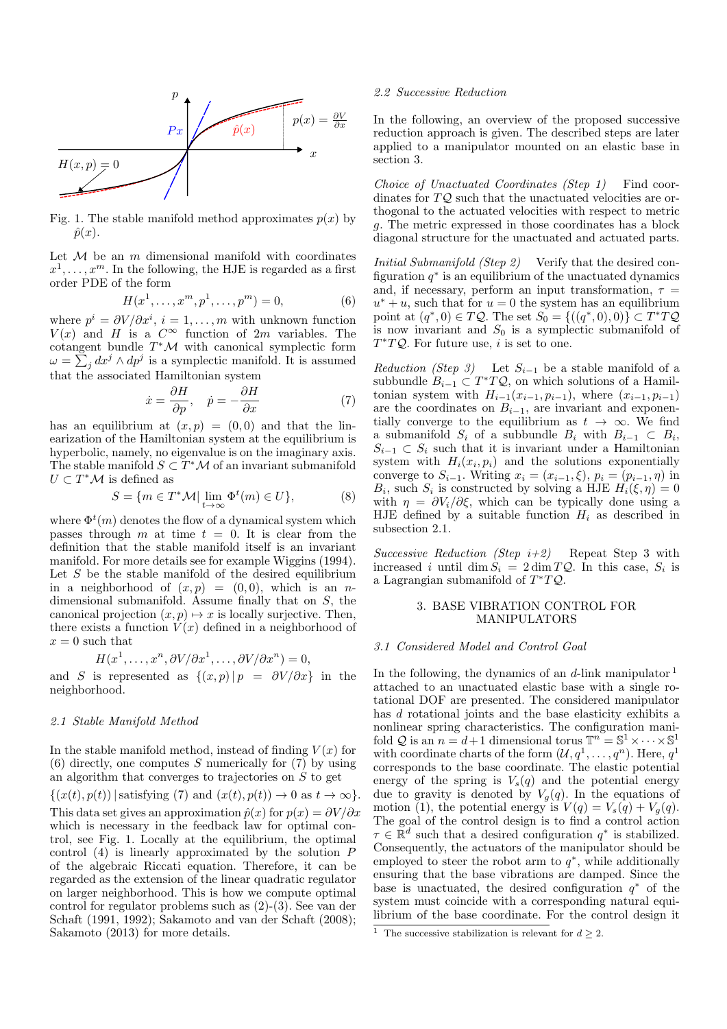p

$Px$

$\hat{p}(x)$

$p(x) = \frac{\partial V}{\partial x}$

$x$

$H(x,p) = 0$

Fig. 1. The stable manifold method approximates $p(x)$ by $\hat{p}(x)$.

Let $\mathcal{M}$ be an $m$ dimensional manifold with coordinates $x^1, \ldots, x^m$. In the following, the HJE is regarded as a first order PDE of the form

$$H(x^1, \ldots, x^m, p^1, \ldots, p^m) = 0, \tag{6}$$

where $p^i = \partial V / \partial x^i$, $i = 1, \ldots, m$ with unknown function $V(x)$ and $H$ is a $C^\infty$ function of $2m$ variables. The cotangent bundle $T^*\mathcal{M}$ with canonical symplectic form $\omega = \sum_j dx^j \wedge dp^j$ is a symplectic manifold. It is assumed that the associated Hamiltonian system

$$\dot{x} = \frac{\partial H}{\partial p}, \quad \dot{p} = -\frac{\partial H}{\partial x} \tag{7}$$

has an equilibrium at $(x, p) = (0, 0)$ and that the linearization of the Hamiltonian system at the equilibrium is hyperbolic, namely, no eigenvalue is on the imaginary axis. The stable manifold $S \subset T^*\mathcal{M}$ of an invariant submanifold $U \subset T^*\mathcal{M}$ is defined as

$$S = \{m \in T^*\mathcal{M} | \lim_{t \to \infty} \Phi^t(m) \in U\}, \tag{8}$$

where $\Phi^t(m)$ denotes the flow of a dynamical system which passes through $m$ at time $t = 0$. It is clear from the definition that the stable manifold itself is an invariant manifold. For more details see for example Wiggins (1994). Let $S$ be the stable manifold of the desired equilibrium in a neighborhood of $(x, p) = (0, 0)$, which is an $n$-dimensional submanifold. Assume finally that on $S$, the canonical projection $(x, p) \mapsto x$ is locally surjective. Then, there exists a function $V(x)$ defined in a neighborhood of $x = 0$ such that

$$H(x^1, \ldots, x^n, \partial V / \partial x^1, \ldots, \partial V / \partial x^n) = 0,$$

and $S$ is represented as $\{(x, p) \,|\, p = \partial V / \partial x\}$ in the neighborhood.

### 2.1 Stable Manifold Method

In the stable manifold method, instead of finding $V(x)$ for (6) directly, one computes $S$ numerically for (7) by using an algorithm that converges to trajectories on $S$ to get

$$\{(x(t), p(t)) \,|\, \text{satisfying (7) and } (x(t), p(t)) \to 0 \text{ as } t \to \infty\}.$$

This data set gives an approximation $\hat{p}(x)$ for $p(x) = \partial V / \partial x$ which is necessary in the feedback law for optimal control, see Fig. 1. Locally at the equilibrium, the optimal control (4) is linearly approximated by the solution $P$ of the algebraic Riccati equation. Therefore, it can be regarded as the extension of the linear quadratic regulator on larger neighborhood. This is how we compute optimal control for regulator problems such as (2)-(3). See van der Schaft (1991, 1992); Sakamoto and van der Schaft (2008); Sakamoto (2013) for more details.

### 2.2 Successive Reduction

In the following, an overview of the proposed successive reduction approach is given. The described steps are later applied to a manipulator mounted on an elastic base in section 3.

*Choice of Unactuated Coordinates (Step 1)* Find coordinates for $T\mathcal{Q}$ such that the unactuated velocities are orthogonal to the actuated velocities with respect to metric $g$. The metric expressed in those coordinates has a block diagonal structure for the unactuated and actuated parts.

*Initial Submanifold (Step 2)* Verify that the desired configuration $q^*$ is an equilibrium of the unactuated dynamics and, if necessary, perform an input transformation, $\tau = u^* + u$, such that for $u = 0$ the system has an equilibrium point at $(q^*, 0) \in T\mathcal{Q}$. The set $S_0 = \{((q^*, 0), 0)\} \subset T^*T\mathcal{Q}$ is now invariant and $S_0$ is a symplectic submanifold of $T^*T\mathcal{Q}$. For future use, $i$ is set to one.

*Reduction (Step 3)* Let $S_{i-1}$ be a stable manifold of a subbundle $B_{i-1} \subset T^*T\mathcal{Q}$, on which solutions of a Hamiltonian system with $H_{i-1}(x_{i-1}, p_{i-1})$, where $(x_{i-1}, p_{i-1})$ are the coordinates on $B_{i-1}$, are invariant and exponentially converge to the equilibrium as $t \to \infty$. We find a submanifold $S_i$ of a subbundle $B_i$ with $B_{i-1} \subset B_i$, $S_{i-1} \subset S_i$ such that it is invariant under a Hamiltonian system with $H_i(x_i, p_i)$ and the solutions exponentially converge to $S_{i-1}$. Writing $x_i = (x_{i-1}, \xi)$, $p_i = (p_{i-1}, \eta)$ in $B_i$, such $S_i$ is constructed by solving a HJE $H_i(\xi, \eta) = 0$ with $\eta = \partial V_i / \partial \xi$, which can be typically done using a HJE defined by a suitable function $H_i$ as described in subsection 2.1.

*Successive Reduction (Step i+2)* Repeat Step 3 with increased $i$ until $\dim S_i = 2 \dim T\mathcal{Q}$. In this case, $S_i$ is a Lagrangian submanifold of $T^*T\mathcal{Q}$.

## 3. BASE VIBRATION CONTROL FOR MANIPULATORS

### 3.1 Considered Model and Control Goal

In the following, the dynamics of an $d$-link manipulator [1] attached to an unactuated elastic base with a single rotational DOF are presented. The considered manipulator has $d$ rotational joints and the base elasticity exhibits a nonlinear spring characteristics. The configuration manifold $\mathcal{Q}$ is an $n = d+1$ dimensional torus $\mathbb{T}^n = \mathbb{S}^1 \times \cdots \times \mathbb{S}^1$ with coordinate charts of the form $(\mathcal{U}, q^1, \ldots, q^n)$. Here, $q^1$ corresponds to the base coordinate. The elastic potential energy of the spring is $V_s(q)$ and the potential energy due to gravity is denoted by $V_g(q)$. In the equations of motion (1), the potential energy is $V(q) = V_s(q) + V_g(q)$. The goal of the control design is to find a control action $\tau \in \mathbb{R}^d$ such that a desired configuration $q^*$ is stabilized. Consequently, the actuators of the manipulator should be employed to steer the robot arm to $q^*$, while additionally ensuring that the base vibrations are damped. Since the base is unactuated, the desired configuration $q^*$ of the system must coincide with a corresponding natural equilibrium of the base coordinate. For the control design it

[1] The successive stabilization is relevant for $d \geq 2$.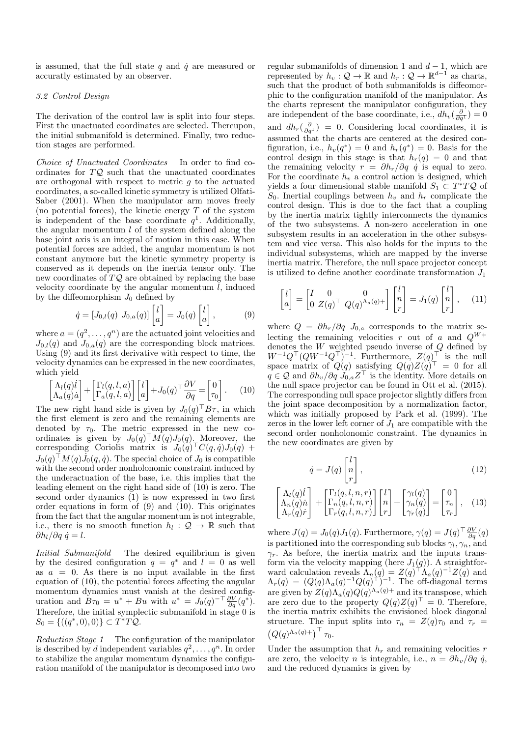is assumed, that the full state $q$ and $\dot{q}$ are measured or accuratly estimated by an observer.

### 3.2 Control Design

The derivation of the control law is split into four steps. First the unactuated coordinates are selected. Thereupon, the initial submanifold is determined. Finally, two reduction stages are performed.

*Choice of Unactuated Coordinates* In order to find coordinates for $T\mathcal{Q}$ such that the unactuated coordinates are orthogonal with respect to metric $g$ to the actuated coordinates, a so-called kinetic symmetry is utilized Olfati-Saber (2001). When the manipulator arm moves freely (no potential forces), the kinetic energy $T$ of the system is independent of the base coordinate $q^1$. Additionally, the angular momentum $l$ of the system defined along the base joint axis is an integral of motion in this case. When potential forces are added, the angular momentum is not constant anymore but the kinetic symmetry property is conserved as it depends on the inertia tensor only. The new coordinates of $T\mathcal{Q}$ are obtained by replacing the base velocity coordinate by the angular momentum $l$, induced by the diffeomorphism $J_0$ defined by

$$\dot{q} = [J_{0,l}(q) \;\; J_{0,a}(q)] \begin{bmatrix} l \\ a \end{bmatrix} = J_0(q) \begin{bmatrix} l \\ a \end{bmatrix}, \tag{9}$$

where $a = (q^2, \ldots, q^n)$ are the actuated joint velocities and $J_{0,l}(q)$ and $J_{0,a}(q)$ are the corresponding block matrices. Using (9) and its first derivative with respect to time, the velocity dynamics can be expressed in the new coordinates, which yield

$$\begin{bmatrix} \Lambda_l(q)\dot{l} \\ \Lambda_a(q)\dot{a} \end{bmatrix} + \begin{bmatrix} \Gamma_l(q,l,a) \\ \Gamma_a(q,l,a) \end{bmatrix} \begin{bmatrix} l \\ a \end{bmatrix} + J_0(q)^\top \frac{\partial V}{\partial q} = \begin{bmatrix} 0 \\ \tau_0 \end{bmatrix}. \tag{10}$$

The new right hand side is given by $J_0(q)^\top B\tau$, in which the first element is zero and the remaining elements are denoted by $\tau_0$. The metric expressed in the new coordinates is given by $J_0(q)^\top M(q) J_0(q)$. Moreover, the corresponding Coriolis matrix is $J_0(q)^\top C(q,\dot{q}) J_0(q) + J_0(q)^\top M(q) \dot{J}_0(q,\dot{q})$. The special choice of $J_0$ is compatible with the second order nonholonomic constraint induced by the underactuation of the base, i.e. this implies that the leading element on the right hand side of (10) is zero. The second order dynamics (1) is now expressed in two first order equations in form of (9) and (10). This originates from the fact that the angular momentum is not integrable, i.e., there is no smooth function $h_l : \mathcal{Q} \to \mathbb{R}$ such that $\partial h_l / \partial q \, \dot{q} = l$.

*Initial Submanifold* The desired equilibrium is given by the desired configuration $q = q^*$ and $l = 0$ as well as $a = 0$. As there is no input available in the first equation of (10), the potential forces affecting the angular momentum dynamics must vanish at the desired configuration and $B\tau_0 = u^* + Bu$ with $u^* = J_0(q)^{-\top} \frac{\partial V}{\partial q}(q^*)$. Therefore, the initial symplectic submanifold in stage 0 is $S_0 = \{((q^*, 0), 0)\} \subset T^*T\mathcal{Q}$.

*Reduction Stage 1* The configuration of the manipulator is described by $d$ independent variables $q^2, \ldots, q^n$. In order to stabilize the angular momentum dynamics the configuration manifold of the manipulator is decomposed into two regular submanifolds of dimension 1 and $d-1$, which are represented by $h_v : \mathcal{Q} \to \mathbb{R}$ and $h_r : \mathcal{Q} \to \mathbb{R}^{d-1}$ as charts, such that the product of both submanifolds is diffeomorphic to the configuration manifold of the manipulator. As the charts represent the manipulator configuration, they are independent of the base coordinate, i.e., $dh_v(\frac{\partial}{\partial q^1}) = 0$ and $dh_r(\frac{\partial}{\partial q^1}) = 0$. Considering local coordinates, it is assumed that the charts are centered at the desired configuration, i.e., $h_v(q^*) = 0$ and $h_r(q^*) = 0$. Basis for the control design in this stage is that $h_r(q) = 0$ and that the remaining velocity $r = \partial h_r / \partial q \, \dot{q}$ is equal to zero. For the coordinate $h_v$ a control action is designed, which yields a four dimensional stable manifold $S_1 \subset T^*T\mathcal{Q}$ of $S_0$. Inertial couplings between $h_v$ and $h_r$ complicate the control design. This is due to the fact that a coupling by the inertia matrix tightly interconnects the dynamics of the two subsystems. A non-zero acceleration in one subsystem results in an acceleration in the other subsystem and vice versa. This also holds for the inputs to the individual subsystems, which are mapped by the inverse inertia matrix. Therefore, the null space projector concept is utilized to define another coordinate transformation $J_1$

$$\begin{bmatrix} l \\ a \end{bmatrix} = \begin{bmatrix} I & 0 & 0 \\ 0 & Z(q)^\top & Q(q)^{\Lambda_a(q)+} \end{bmatrix} \begin{bmatrix} l \\ n \\ r \end{bmatrix} = J_1(q) \begin{bmatrix} l \\ n \\ r \end{bmatrix}, \tag{11}$$

where $Q = \partial h_r / \partial q \, J_{0,a}$ corresponds to the matrix selecting the remaining velocities $r$ out of $a$ and $Q^{W+}$ denotes the $W$ weighted pseudo inverse of $Q$ defined by $W^{-1}Q^\top (QW^{-1}Q^\top)^{-1}$. Furthermore, $Z(q)^\top$ is the null space matrix of $Q(q)$ satisfying $Q(q)Z(q)^\top = 0$ for all $q \in \mathcal{Q}$ and $\partial h_v / \partial q \, J_{0,a} Z^\top$ is the identity. More details on the null space projector can be found in Ott et al. (2015). The corresponding null space projector slightly differs from the joint space decomposition by a normalization factor, which was initially proposed by Park et al. (1999). The zeros in the lower left corner of $J_1$ are compatible with the second order nonholonomic constraint. The dynamics in the new coordinates are given by

$$\dot{q} = J(q) \begin{bmatrix} l \\ n \\ r \end{bmatrix}, \tag{12}$$

$$\begin{bmatrix} \Lambda_l(q)\dot{l} \\ \Lambda_n(q)\dot{n} \\ \Lambda_r(q)\dot{r} \end{bmatrix} + \begin{bmatrix} \Gamma_l(q,l,n,r) \\ \Gamma_n(q,l,n,r) \\ \Gamma_r(q,l,n,r) \end{bmatrix} \begin{bmatrix} l \\ n \\ r \end{bmatrix} + \begin{bmatrix} \gamma_l(q) \\ \gamma_n(q) \\ \gamma_r(q) \end{bmatrix} = \begin{bmatrix} 0 \\ \tau_n \\ \tau_r \end{bmatrix}, \tag{13}$$

where $J(q) = J_0(q)J_1(q)$. Furthermore, $\gamma(q) = J(q)^\top \frac{\partial V}{\partial q}(q)$ is partitioned into the corresponding sub blocks $\gamma_l$, $\gamma_n$, and $\gamma_r$. As before, the inertia matrix and the inputs transform via the velocity mapping (here $J_1(q)$). A straightforward calculation reveals $\Lambda_n(q) = Z(q)^\top \Lambda_a(q)^{-1} Z(q)$ and $\Lambda_r(q) = (Q(q)\Lambda_a(q)^{-1}Q(q)^\top)^{-1}$. The off-diagonal terms are given by $Z(q)\Lambda_a(q)Q(q)^{\Lambda_a(q)+}$ and its transpose, which are zero due to the property $Q(q)Z(q)^\top = 0$. Therefore, the inertia matrix exhibits the envisioned block diagonal structure. The input splits into $\tau_n = Z(q)\tau_0$ and $\tau_r = \left(Q(q)^{\Lambda_a(q)+}\right)^\top \tau_0$.

Under the assumption that $h_r$ and remaining velocities $r$ are zero, the velocity $n$ is integrable, i.e., $n = \partial h_v / \partial q \, \dot{q}$, and the reduced dynamics is given by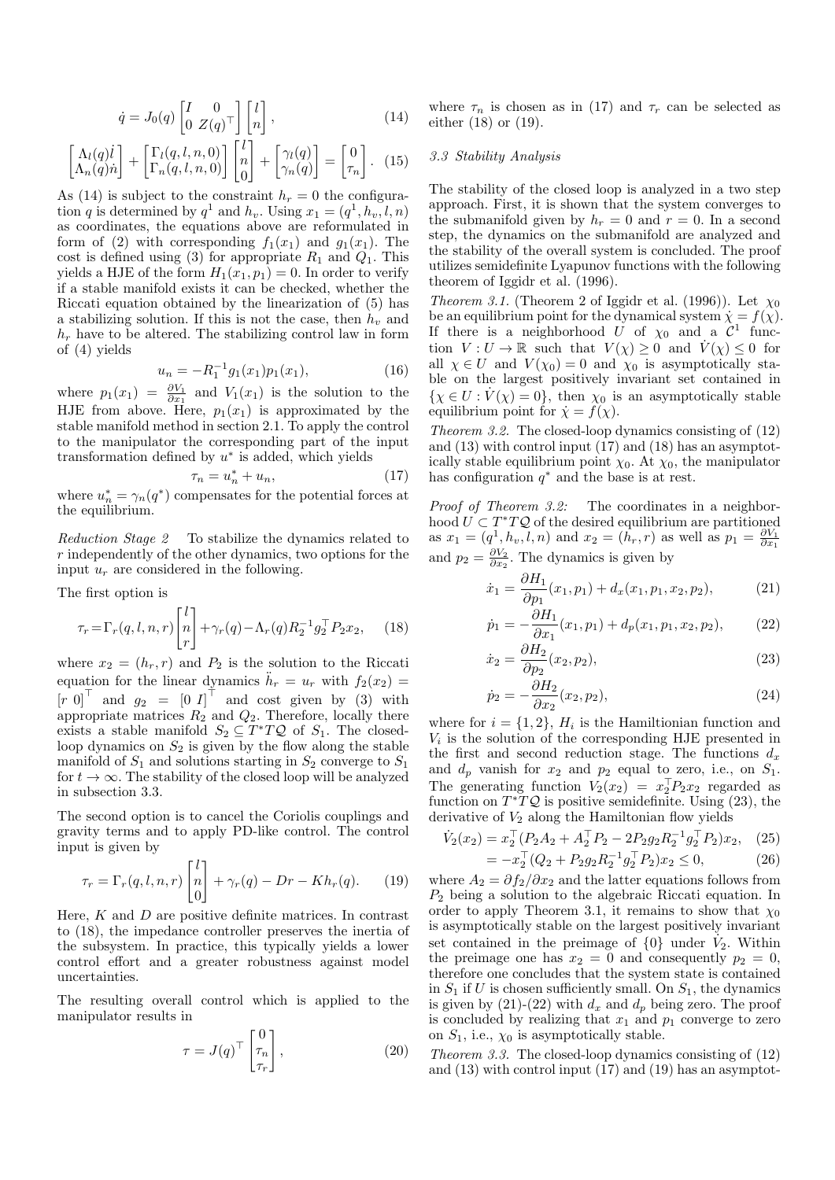$$\dot{q} = J_0(q) \begin{bmatrix} I & 0 \\ 0 & Z(q)^\top \end{bmatrix} \begin{bmatrix} l \\ n \end{bmatrix}, \tag{14}$$

$$\begin{bmatrix} \Lambda_l(q)\dot{l} \\ \Lambda_n(q)\dot{n} \end{bmatrix} + \begin{bmatrix} \Gamma_l(q,l,n,0) \\ \Gamma_n(q,l,n,0) \end{bmatrix} \begin{bmatrix} l \\ n \\ 0 \end{bmatrix} + \begin{bmatrix} \gamma_l(q) \\ \gamma_n(q) \end{bmatrix} = \begin{bmatrix} 0 \\ \tau_n \end{bmatrix}. \tag{15}$$

As (14) is subject to the constraint $h_r = 0$ the configuration $q$ is determined by $q^1$ and $h_v$. Using $x_1 = (q^1, h_v, l, n)$ as coordinates, the equations above are reformulated in form of (2) with corresponding $f_1(x_1)$ and $g_1(x_1)$. The cost is defined using (3) for appropriate $R_1$ and $Q_1$. This yields a HJE of the form $H_1(x_1, p_1) = 0$. In order to verify if a stable manifold exists it can be checked, whether the Riccati equation obtained by the linearization of (5) has a stabilizing solution. If this is not the case, then $h_v$ and $h_r$ have to be altered. The stabilizing control law in form of (4) yields

$$u_n = -R_1^{-1} g_1(x_1) p_1(x_1), \tag{16}$$

where $p_1(x_1) = \frac{\partial V_1}{\partial x_1}$ and $V_1(x_1)$ is the solution to the HJE from above. Here, $p_1(x_1)$ is approximated by the stable manifold method in section 2.1. To apply the control to the manipulator the corresponding part of the input transformation defined by $u^*$ is added, which yields

$$\tau_n = u_n^* + u_n, \tag{17}$$

where $u_n^* = \gamma_n(q^*)$ compensates for the potential forces at the equilibrium.

*Reduction Stage 2* To stabilize the dynamics related to $r$ independently of the other dynamics, two options for the input $u_r$ are considered in the following.

The first option is

$$\tau_r = \Gamma_r(q,l,n,r) \begin{bmatrix} l \\ n \\ r \end{bmatrix} + \gamma_r(q) - \Lambda_r(q) R_2^{-1} g_2^\top P_2 x_2, \tag{18}$$

where $x_2 = (h_r, r)$ and $P_2$ is the solution to the Riccati equation for the linear dynamics $\ddot{h}_r = u_r$ with $f_2(x_2) = [r\ 0]^\top$ and $g_2 = [0\ I]^\top$ and cost given by (3) with appropriate matrices $R_2$ and $Q_2$. Therefore, locally there exists a stable manifold $S_2 \subseteq T^*T\mathcal{Q}$ of $S_1$. The closed-loop dynamics on $S_2$ is given by the flow along the stable manifold of $S_1$ and solutions starting in $S_2$ converge to $S_1$ for $t \to \infty$. The stability of the closed loop will be analyzed in subsection 3.3.

The second option is to cancel the Coriolis couplings and gravity terms and to apply PD-like control. The control input is given by

$$\tau_r = \Gamma_r(q,l,n,r) \begin{bmatrix} l \\ n \\ 0 \end{bmatrix} + \gamma_r(q) - Dr - K h_r(q). \tag{19}$$

Here, $K$ and $D$ are positive definite matrices. In contrast to (18), the impedance controller preserves the inertia of the subsystem. In practice, this typically yields a lower control effort and a greater robustness against model uncertainties.

The resulting overall control which is applied to the manipulator results in

$$\tau = J(q)^\top \begin{bmatrix} 0 \\ \tau_n \\ \tau_r \end{bmatrix}, \tag{20}$$

where $\tau_n$ is chosen as in (17) and $\tau_r$ can be selected as either (18) or (19).

### 3.3 Stability Analysis

The stability of the closed loop is analyzed in a two step approach. First, it is shown that the system converges to the submanifold given by $h_r = 0$ and $r = 0$. In a second step, the dynamics on the submanifold are analyzed and the stability of the overall system is concluded. The proof utilizes semidefinite Lyapunov functions with the following theorem of Iggidr et al. (1996).

*Theorem 3.1.* (Theorem 2 of Iggidr et al. (1996)). Let $\chi_0$ be an equilibrium point for the dynamical system $\dot{\chi} = f(\chi)$. If there is a neighborhood $U$ of $\chi_0$ and a $\mathcal{C}^1$ function $V : U \to \mathbb{R}$ such that $V(\chi) \geq 0$ and $\dot{V}(\chi) \leq 0$ for all $\chi \in U$ and $V(\chi_0) = 0$ and $\chi_0$ is asymptotically stable on the largest positively invariant set contained in $\{\chi \in U : \dot{V}(\chi) = 0\}$, then $\chi_0$ is an asymptotically stable equilibrium point for $\dot{\chi} = f(\chi)$.

*Theorem 3.2.* The closed-loop dynamics consisting of (12) and (13) with control input (17) and (18) has an asymptotically stable equilibrium point $\chi_0$. At $\chi_0$, the manipulator has configuration $q^*$ and the base is at rest.

*Proof of Theorem 3.2:* The coordinates in a neighborhood $U \subset T^*T\mathcal{Q}$ of the desired equilibrium are partitioned as $x_1 = (q^1, h_v, l, n)$ and $x_2 = (h_r, r)$ as well as $p_1 = \frac{\partial V_1}{\partial x_1}$ and $p_2 = \frac{\partial V_2}{\partial x_2}$. The dynamics is given by

$$\dot{x}_1 = \frac{\partial H_1}{\partial p_1}(x_1, p_1) + d_x(x_1, p_1, x_2, p_2), \tag{21}$$

$$\dot{p}_1 = -\frac{\partial H_1}{\partial x_1}(x_1, p_1) + d_p(x_1, p_1, x_2, p_2), \tag{22}$$

$$\dot{x}_2 = \frac{\partial H_2}{\partial p_2}(x_2, p_2), \tag{23}$$

$$\dot{p}_2 = -\frac{\partial H_2}{\partial x_2}(x_2, p_2), \tag{24}$$

where for $i = \{1, 2\}$, $H_i$ is the Hamiltionian function and $V_i$ is the solution of the corresponding HJE presented in the first and second reduction stage. The functions $d_x$ and $d_p$ vanish for $x_2$ and $p_2$ equal to zero, i.e., on $S_1$. The generating function $V_2(x_2) = x_2^\top P_2 x_2$ regarded as function on $T^*T\mathcal{Q}$ is positive semidefinite. Using (23), the derivative of $V_2$ along the Hamiltonian flow yields

$$\dot{V}_2(x_2) = x_2^\top (P_2 A_2 + A_2^\top P_2 - 2 P_2 g_2 R_2^{-1} g_2^\top P_2) x_2, \tag{25}$$

$$= -x_2^\top (Q_2 + P_2 g_2 R_2^{-1} g_2^\top P_2) x_2 \leq 0, \tag{26}$$

where $A_2 = \partial f_2 / \partial x_2$ and the latter equations follows from $P_2$ being a solution to the algebraic Riccati equation. In order to apply Theorem 3.1, it remains to show that $\chi_0$ is asymptotically stable on the largest positively invariant set contained in the preimage of $\{0\}$ under $\dot{V}_2$. Within the preimage one has $x_2 = 0$ and consequently $p_2 = 0$, therefore one concludes that the system state is contained in $S_1$ if $U$ is chosen sufficiently small. On $S_1$, the dynamics is given by (21)-(22) with $d_x$ and $d_p$ being zero. The proof is concluded by realizing that $x_1$ and $p_1$ converge to zero on $S_1$, i.e., $\chi_0$ is asymptotically stable.

*Theorem 3.3.* The closed-loop dynamics consisting of (12) and (13) with control input (17) and (19) has an asymptot-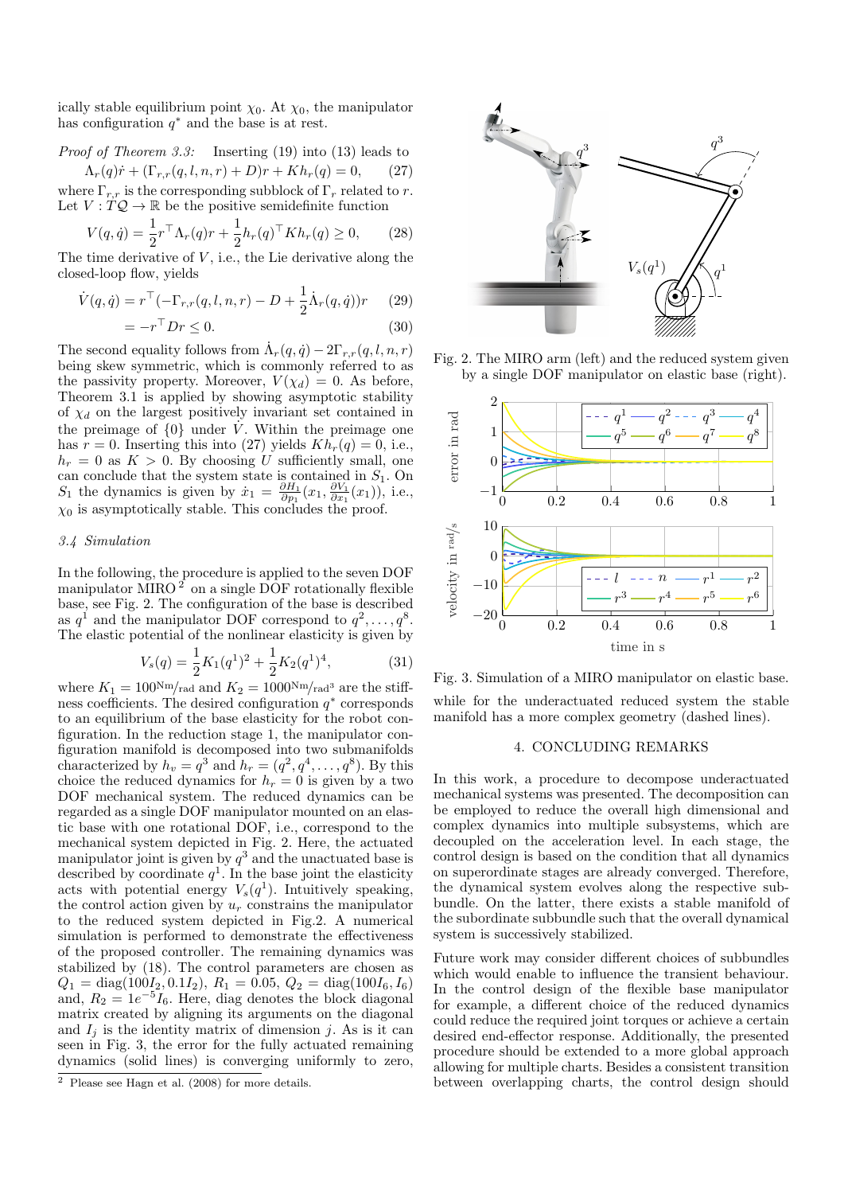ically stable equilibrium point $\chi_0$. At $\chi_0$, the manipulator has configuration $q^*$ and the base is at rest.

*Proof of Theorem 3.3:* Inserting (19) into (13) leads to

$$\Lambda_r(q)\dot{r} + (\Gamma_{r,r}(q,l,n,r) + D)r + Kh_r(q) = 0, \tag{27}$$

where $\Gamma_{r,r}$ is the corresponding subblock of $\Gamma_r$ related to $r$. Let $V : T\mathcal{Q} \to \mathbb{R}$ be the positive semidefinite function

$$V(q,\dot{q}) = \frac{1}{2}r^\top \Lambda_r(q)r + \frac{1}{2}h_r(q)^\top K h_r(q) \geq 0, \tag{28}$$

The time derivative of $V$, i.e., the Lie derivative along the closed-loop flow, yields

$$\dot{V}(q,\dot{q}) = r^\top(-\Gamma_{r,r}(q,l,n,r) - D + \frac{1}{2}\dot{\Lambda}_r(q,\dot{q}))r \tag{29}$$

$$= -r^\top D r \leq 0. \tag{30}$$

The second equality follows from $\dot{\Lambda}_r(q,\dot{q}) - 2\Gamma_{r,r}(q,l,n,r)$ being skew symmetric, which is commonly referred to as the passivity property. Moreover, $V(\chi_d) = 0$. As before, Theorem 3.1 is applied by showing asymptotic stability of $\chi_d$ on the largest positively invariant set contained in the preimage of $\{0\}$ under $\dot{V}$. Within the preimage one has $r = 0$. Inserting this into (27) yields $Kh_r(q) = 0$, i.e., $h_r = 0$ as $K > 0$. By choosing $U$ sufficiently small, one can conclude that the system state is contained in $S_1$. On $S_1$ the dynamics is given by $\dot{x}_1 = \frac{\partial H_1}{\partial p_1}(x_1, \frac{\partial V_1}{\partial x_1}(x_1))$, i.e., $\chi_0$ is asymptotically stable. This concludes the proof.

### 3.4 Simulation

In the following, the procedure is applied to the seven DOF manipulator MIRO [2] on a single DOF rotationally flexible base, see Fig. 2. The configuration of the base is described as $q^1$ and the manipulator DOF correspond to $q^2, \ldots, q^8$. The elastic potential of the nonlinear elasticity is given by

$$V_s(q) = \frac{1}{2}K_1(q^1)^2 + \frac{1}{2}K_2(q^1)^4, \tag{31}$$

where $K_1 = 100^{\mathrm{Nm}}/_{\mathrm{rad}}$ and $K_2 = 1000^{\mathrm{Nm}}/_{\mathrm{rad}^3}$ are the stiffness coefficients. The desired configuration $q^*$ corresponds to an equilibrium of the base elasticity for the robot configuration. In the reduction stage 1, the manipulator configuration manifold is decomposed into two submanifolds characterized by $h_v = q^3$ and $h_r = (q^2, q^4, \ldots, q^8)$. By this choice the reduced dynamics for $h_r = 0$ is given by a two DOF mechanical system. The reduced dynamics can be regarded as a single DOF manipulator mounted on an elastic base with one rotational DOF, i.e., correspond to the mechanical system depicted in Fig. 2. Here, the actuated manipulator joint is given by $q^3$ and the unactuated base is described by coordinate $q^1$. In the base joint the elasticity acts with potential energy $V_s(q^1)$. Intuitively speaking, the control action given by $u_r$ constrains the manipulator to the reduced system depicted in Fig.2. A numerical simulation is performed to demonstrate the effectiveness of the proposed controller. The remaining dynamics was stabilized by (18). The control parameters are chosen as $Q_1 = \mathrm{diag}(100I_2, 0.1I_2)$, $R_1 = 0.05$, $Q_2 = \mathrm{diag}(100I_6, I_6)$ and, $R_2 = 1e^{-5}I_6$. Here, diag denotes the block diagonal matrix created by aligning its arguments on the diagonal and $I_j$ is the identity matrix of dimension $j$. As it can seen in Fig. 3, the error for the fully actuated remaining dynamics (solid lines) is converging uniformly to zero, while for the underactuated reduced system the stable manifold has a more complex geometry (dashed lines).

[2] Please see Hagn et al. (2008) for more details.

$q^3$

$V_s(q^1)$

$q^1$

Fig. 2. The MIRO arm (left) and the reduced system given by a single DOF manipulator on elastic base (right).

error in rad

$q^1$ $q^2$ $q^3$ $q^4$ $q^5$ $q^6$ $q^7$ $q^8$

2 1 0 −1

0 0.2 0.4 0.6 0.8 1

velocity in rad/s

$l$ $n$ $r^1$ $r^2$ $r^3$ $r^4$ $r^5$ $r^6$

10 0 −10 −20

0 0.2 0.4 0.6 0.8 1

time in s

Fig. 3. Simulation of a MIRO manipulator on elastic base.

## 4. CONCLUDING REMARKS

In this work, a procedure to decompose underactuated mechanical systems was presented. The decomposition can be employed to reduce the overall high dimensional and complex dynamics into multiple subsystems, which are decoupled on the acceleration level. In each stage, the control design is based on the condition that all dynamics on superordinate stages are already converged. Therefore, the dynamical system evolves along the respective subbundle. On the latter, there exists a stable manifold of the subordinate subbundle such that the overall dynamical system is successively stabilized.

Future work may consider different choices of subbundles which would enable to influence the transient behaviour. In the control design of the flexible base manipulator for example, a different choice of the reduced dynamics could reduce the required joint torques or achieve a certain desired end-effector response. Additionally, the presented procedure should be extended to a more global approach allowing for multiple charts. Besides a consistent transition between overlapping charts, the control design should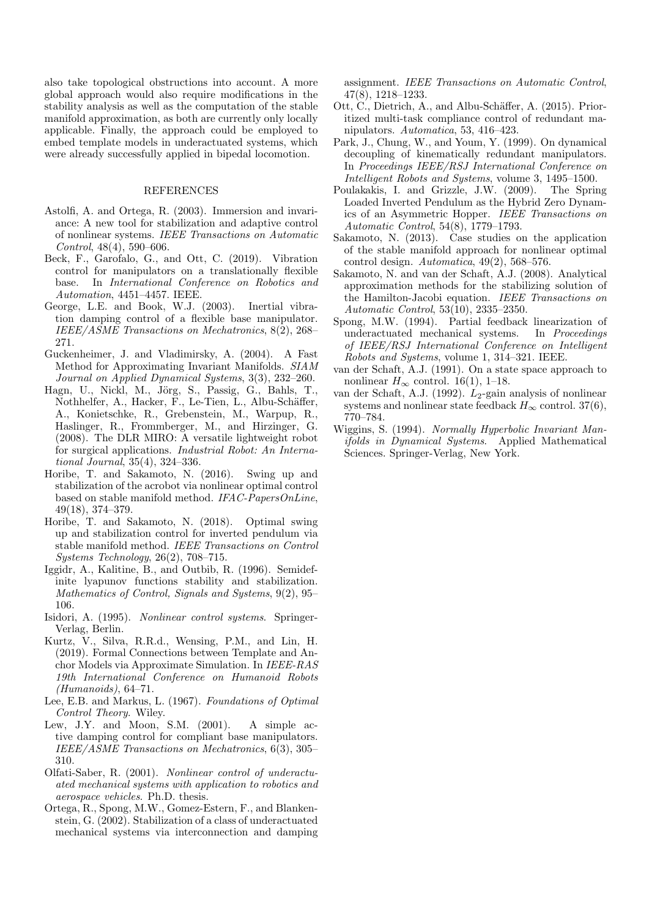also take topological obstructions into account. A more global approach would also require modifications in the stability analysis as well as the computation of the stable manifold approximation, as both are currently only locally applicable. Finally, the approach could be employed to embed template models in underactuated systems, which were already successfully applied in bipedal locomotion.

## REFERENCES

Astolfi, A. and Ortega, R. (2003). Immersion and invariance: A new tool for stabilization and adaptive control of nonlinear systems. *IEEE Transactions on Automatic Control*, 48(4), 590–606.

Beck, F., Garofalo, G., and Ott, C. (2019). Vibration control for manipulators on a translationally flexible base. In *International Conference on Robotics and Automation*, 4451–4457. IEEE.

George, L.E. and Book, W.J. (2003). Inertial vibration damping control of a flexible base manipulator. *IEEE/ASME Transactions on Mechatronics*, 8(2), 268–271.

Guckenheimer, J. and Vladimirsky, A. (2004). A Fast Method for Approximating Invariant Manifolds. *SIAM Journal on Applied Dynamical Systems*, 3(3), 232–260.

Hagn, U., Nickl, M., Jörg, S., Passig, G., Bahls, T., Nothhelfer, A., Hacker, F., Le-Tien, L., Albu-Schäffer, A., Konietschke, R., Grebenstein, M., Warpup, R., Haslinger, R., Frommberger, M., and Hirzinger, G. (2008). The DLR MIRO: A versatile lightweight robot for surgical applications. *Industrial Robot: An International Journal*, 35(4), 324–336.

Horibe, T. and Sakamoto, N. (2016). Swing up and stabilization of the acrobot via nonlinear optimal control based on stable manifold method. *IFAC-PapersOnLine*, 49(18), 374–379.

Horibe, T. and Sakamoto, N. (2018). Optimal swing up and stabilization control for inverted pendulum via stable manifold method. *IEEE Transactions on Control Systems Technology*, 26(2), 708–715.

Iggidr, A., Kalitine, B., and Outbib, R. (1996). Semidefinite lyapunov functions stability and stabilization. *Mathematics of Control, Signals and Systems*, 9(2), 95–106.

Isidori, A. (1995). *Nonlinear control systems*. Springer-Verlag, Berlin.

Kurtz, V., Silva, R.R.d., Wensing, P.M., and Lin, H. (2019). Formal Connections between Template and Anchor Models via Approximate Simulation. In *IEEE-RAS 19th International Conference on Humanoid Robots (Humanoids)*, 64–71.

Lee, E.B. and Markus, L. (1967). *Foundations of Optimal Control Theory*. Wiley.

Lew, J.Y. and Moon, S.M. (2001). A simple active damping control for compliant base manipulators. *IEEE/ASME Transactions on Mechatronics*, 6(3), 305–310.

Olfati-Saber, R. (2001). *Nonlinear control of underactuated mechanical systems with application to robotics and aerospace vehicles*. Ph.D. thesis.

Ortega, R., Spong, M.W., Gomez-Estern, F., and Blankenstein, G. (2002). Stabilization of a class of underactuated mechanical systems via interconnection and damping assignment. *IEEE Transactions on Automatic Control*, 47(8), 1218–1233.

Ott, C., Dietrich, A., and Albu-Schäffer, A. (2015). Prioritized multi-task compliance control of redundant manipulators. *Automatica*, 53, 416–423.

Park, J., Chung, W., and Youm, Y. (1999). On dynamical decoupling of kinematically redundant manipulators. In *Proceedings IEEE/RSJ International Conference on Intelligent Robots and Systems*, volume 3, 1495–1500.

Poulakakis, I. and Grizzle, J.W. (2009). The Spring Loaded Inverted Pendulum as the Hybrid Zero Dynamics of an Asymmetric Hopper. *IEEE Transactions on Automatic Control*, 54(8), 1779–1793.

Sakamoto, N. (2013). Case studies on the application of the stable manifold approach for nonlinear optimal control design. *Automatica*, 49(2), 568–576.

Sakamoto, N. and van der Schaft, A.J. (2008). Analytical approximation methods for the stabilizing solution of the Hamilton-Jacobi equation. *IEEE Transactions on Automatic Control*, 53(10), 2335–2350.

Spong, M.W. (1994). Partial feedback linearization of underactuated mechanical systems. In *Proceedings of IEEE/RSJ International Conference on Intelligent Robots and Systems*, volume 1, 314–321. IEEE.

van der Schaft, A.J. (1991). On a state space approach to nonlinear $H_\infty$ control. 16(1), 1–18.

van der Schaft, A.J. (1992). $L_2$-gain analysis of nonlinear systems and nonlinear state feedback $H_\infty$ control. 37(6), 770–784.

Wiggins, S. (1994). *Normally Hyperbolic Invariant Manifolds in Dynamical Systems*. Applied Mathematical Sciences. Springer-Verlag, New York.